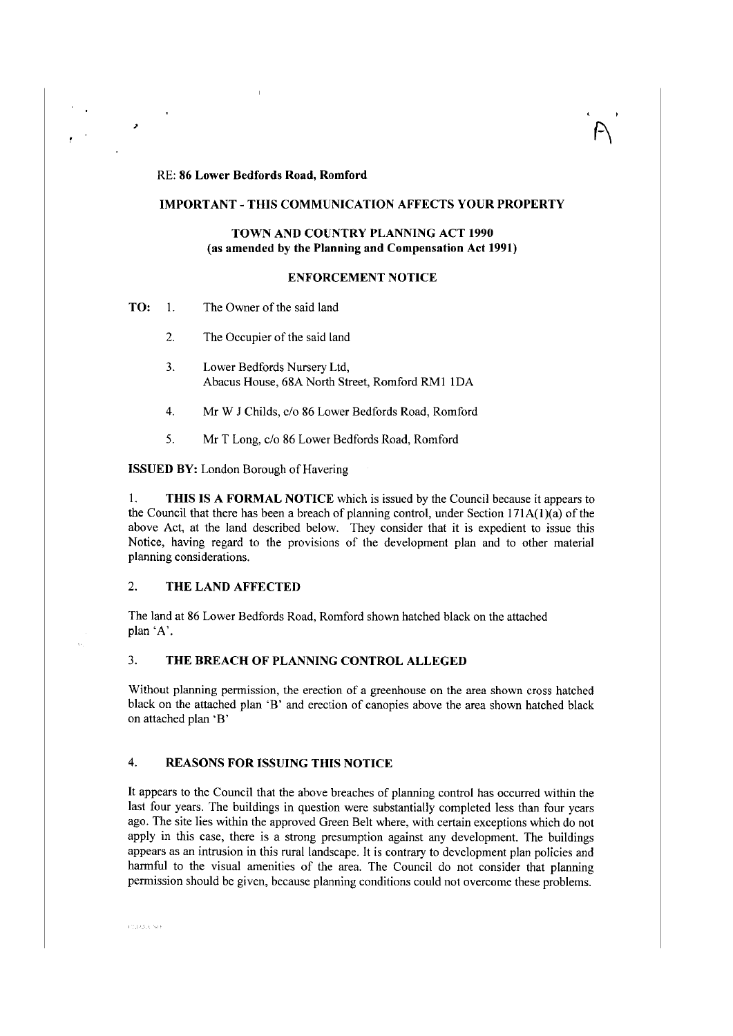A

RE: **86 Lower Bedfords Road, Romford**

**IMPORTANT - THIS COMMUNICATION AFFECTS YOUR PROPERTY**

**TOWN AND COUNTRY PLANNING ACT 1990**
**(as amended by the Planning and Compensation Act 1991)**

**ENFORCEMENT NOTICE**

**TO:**
1. The Owner of the said land
2. The Occupier of the said land
3. Lower Bedfords Nursery Ltd, Abacus House, 68A North Street, Romford RM1 1DA
4. Mr W J Childs, c/o 86 Lower Bedfords Road, Romford
5. Mr T Long, c/o 86 Lower Bedfords Road, Romford

**ISSUED BY:** London Borough of Havering

1. **THIS IS A FORMAL NOTICE** which is issued by the Council because it appears to the Council that there has been a breach of planning control, under Section 171A(1)(a) of the above Act, at the land described below. They consider that it is expedient to issue this Notice, having regard to the provisions of the development plan and to other material planning considerations.

## 2. THE LAND AFFECTED

The land at 86 Lower Bedfords Road, Romford shown hatched black on the attached plan 'A'.

## 3. THE BREACH OF PLANNING CONTROL ALLEGED

Without planning permission, the erection of a greenhouse on the area shown cross hatched black on the attached plan 'B' and erection of canopies above the area shown hatched black on attached plan 'B'

## 4. REASONS FOR ISSUING THIS NOTICE

It appears to the Council that the above breaches of planning control has occurred within the last four years. The buildings in question were substantially completed less than four years ago. The site lies within the approved Green Belt where, with certain exceptions which do not apply in this case, there is a strong presumption against any development. The buildings appears as an intrusion in this rural landscape. It is contrary to development plan policies and harmful to the visual amenities of the area. The Council do not consider that planning permission should be given, because planning conditions could not overcome these problems.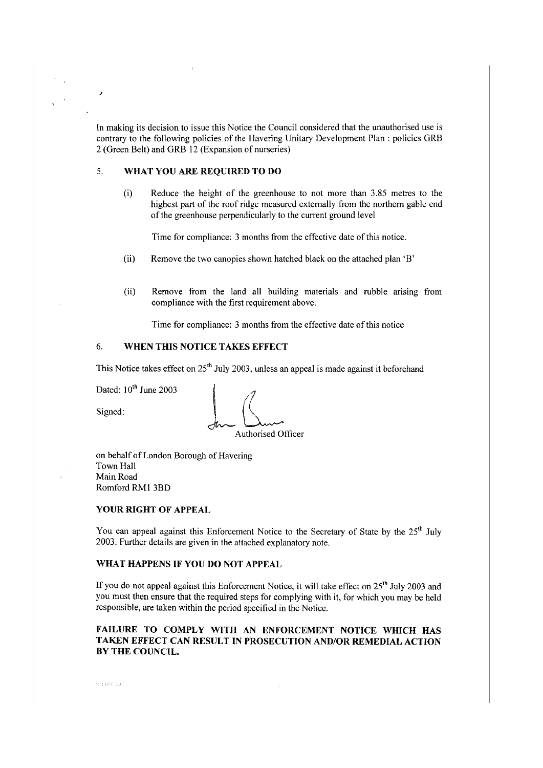In making its decision to issue this Notice the Council considered that the unauthorised use is contrary to the following policies of the Havering Unitary Development Plan : policies GRB 2 (Green Belt) and GRB 12 (Expansion of nurseries)

## 5. WHAT YOU ARE REQUIRED TO DO

(i) Reduce the height of the greenhouse to not more than 3.85 metres to the highest part of the roof ridge measured externally from the northern gable end of the greenhouse perpendicularly to the current ground level

Time for compliance: 3 months from the effective date of this notice.

(ii) Remove the two canopies shown hatched black on the attached plan 'B'

(ii) Remove from the land all building materials and rubble arising from compliance with the first requirement above.

Time for compliance: 3 months from the effective date of this notice

## 6. WHEN THIS NOTICE TAKES EFFECT

This Notice takes effect on 25th July 2003, unless an appeal is made against it beforehand

Dated: 10th June 2003

Signed:

Authorised Officer

on behalf of London Borough of Havering
Town Hall
Main Road
Romford RM1 3BD

### YOUR RIGHT OF APPEAL

You can appeal against this Enforcement Notice to the Secretary of State by the 25th July 2003. Further details are given in the attached explanatory note.

### WHAT HAPPENS IF YOU DO NOT APPEAL

If you do not appeal against this Enforcement Notice, it will take effect on 25th July 2003 and you must then ensure that the required steps for complying with it, for which you may be held responsible, are taken within the period specified in the Notice.

**FAILURE TO COMPLY WITH AN ENFORCEMENT NOTICE WHICH HAS TAKEN EFFECT CAN RESULT IN PROSECUTION AND/OR REMEDIAL ACTION BY THE COUNCIL.**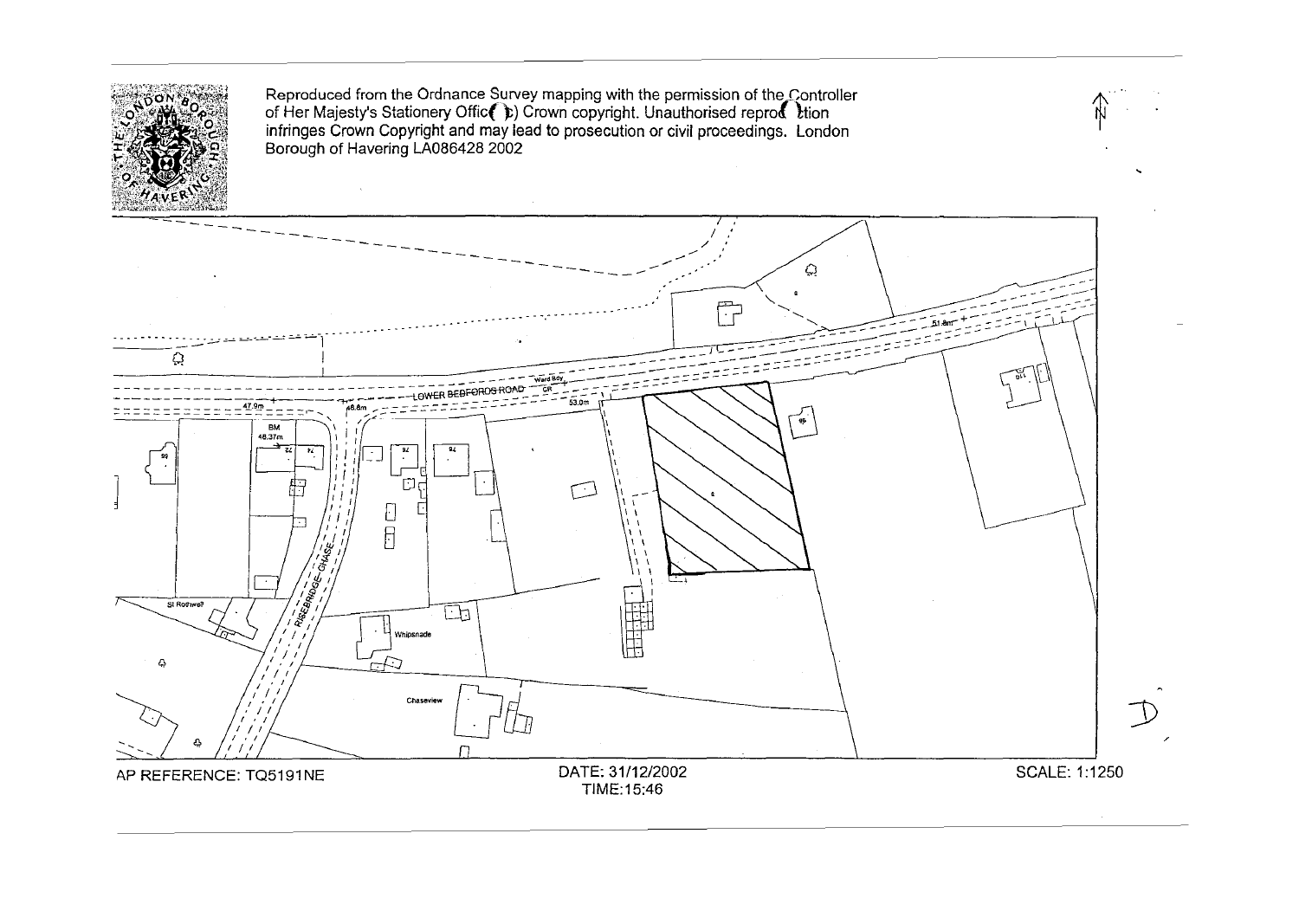Reproduced from the Ordnance Survey mapping with the permission of the Controller of Her Majesty's Stationery Office (c) Crown copyright. Unauthorised reproduction infringes Crown Copyright and may lead to prosecution or civil proceedings. London Borough of Havering LA086428 2002

LOWER BEDFORDS ROAD

RISEBRIDGE CHASE

Ward Bdy

CR

47.9m

48.8m

53.0m

51.8m

BM 48.37m

St Rothwell

Whipsnade

Chaseview

MAP REFERENCE: TQ5191NE

DATE: 31/12/2002

TIME:15:46

SCALE: 1:1250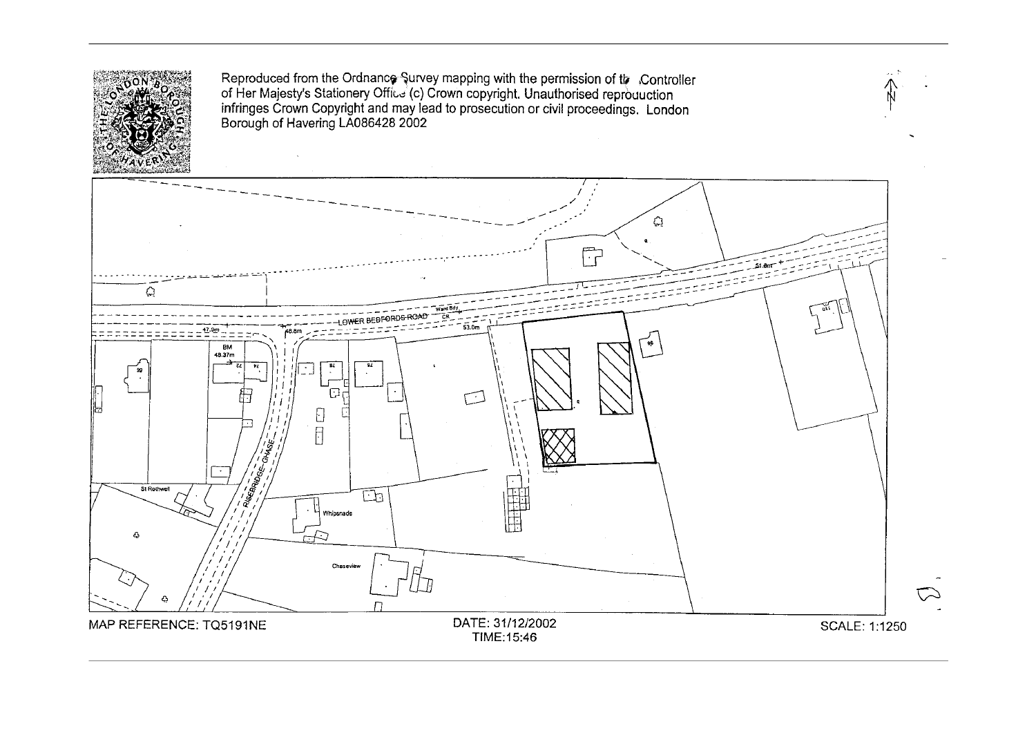Reproduced from the Ordnance Survey mapping with the permission of the Controller of Her Majesty's Stationery Office (c) Crown copyright. Unauthorised reproduction infringes Crown Copyright and may lead to prosecution or civil proceedings. London Borough of Havering LA086428 2002

LOWER BEDFORDS ROAD

RISEBRIDGE CHASE

Ward Bdy

CR

BM 48.37m

47.9m

48.8m

53.0m

51.8m

St Rothwell

Whipsnade

Chaseview

MAP REFERENCE: TQ5191NE

DATE: 31/12/2002
TIME:15:46

SCALE: 1:1250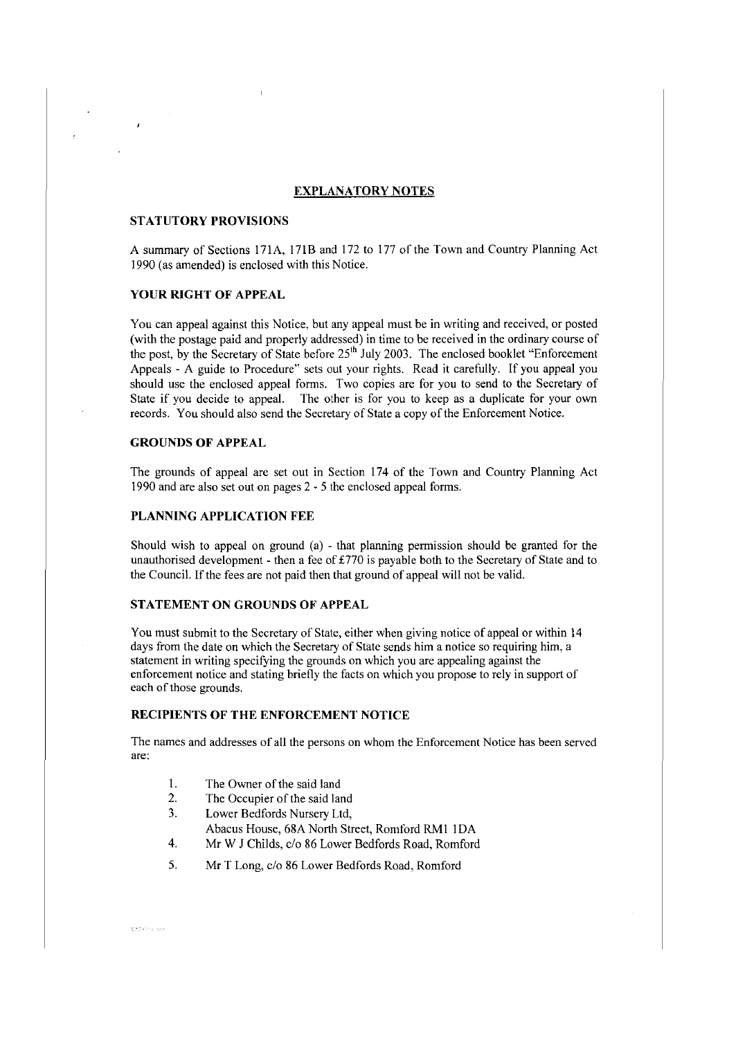## EXPLANATORY NOTES

### STATUTORY PROVISIONS

A summary of Sections 171A, 171B and 172 to 177 of the Town and Country Planning Act 1990 (as amended) is enclosed with this Notice.

### YOUR RIGHT OF APPEAL

You can appeal against this Notice, but any appeal must be in writing and received, or posted (with the postage paid and properly addressed) in time to be received in the ordinary course of the post, by the Secretary of State before 25th July 2003. The enclosed booklet "Enforcement Appeals - A guide to Procedure" sets out your rights. Read it carefully. If you appeal you should use the enclosed appeal forms. Two copies are for you to send to the Secretary of State if you decide to appeal. The other is for you to keep as a duplicate for your own records. You should also send the Secretary of State a copy of the Enforcement Notice.

### GROUNDS OF APPEAL

The grounds of appeal are set out in Section 174 of the Town and Country Planning Act 1990 and are also set out on pages 2 - 5 the enclosed appeal forms.

### PLANNING APPLICATION FEE

Should wish to appeal on ground (a) - that planning permission should be granted for the unauthorised development - then a fee of £770 is payable both to the Secretary of State and to the Council. If the fees are not paid then that ground of appeal will not be valid.

### STATEMENT ON GROUNDS OF APPEAL

You must submit to the Secretary of State, either when giving notice of appeal or within 14 days from the date on which the Secretary of State sends him a notice so requiring him, a statement in writing specifying the grounds on which you are appealing against the enforcement notice and stating briefly the facts on which you propose to rely in support of each of those grounds.

### RECIPIENTS OF THE ENFORCEMENT NOTICE

The names and addresses of all the persons on whom the Enforcement Notice has been served are:

1. The Owner of the said land
2. The Occupier of the said land
3. Lower Bedfords Nursery Ltd,
   Abacus House, 68A North Street, Romford RM1 1DA
4. Mr W J Childs, c/o 86 Lower Bedfords Road, Romford
5. Mr T Long, c/o 86 Lower Bedfords Road, Romford